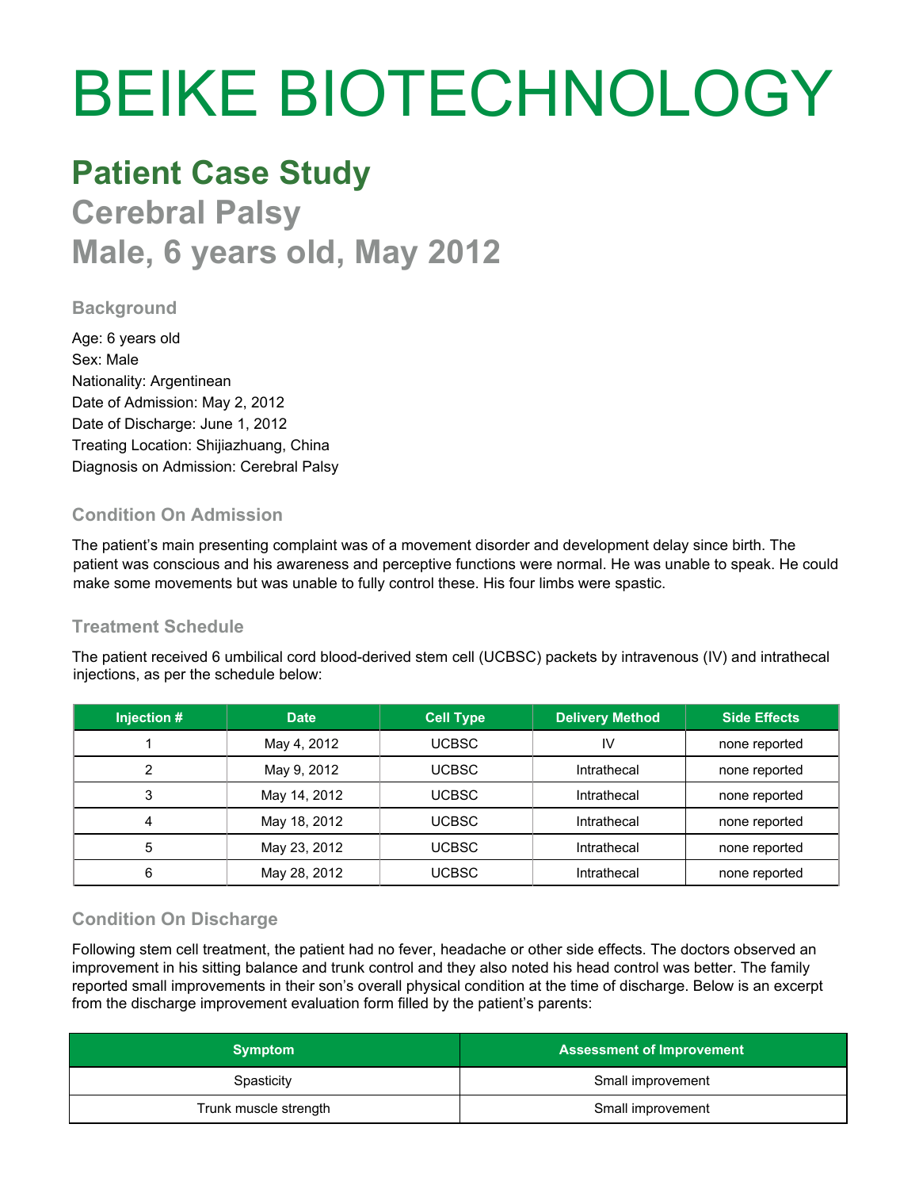# BEIKE BIOTECHNOLOGY

## Patient Case Study

## Cerebral Palsy

## Male, 6 years old, May 2012

### Background

Age: 6 years old
Sex: Male
Nationality: Argentinean
Date of Admission: May 2, 2012
Date of Discharge: June 1, 2012
Treating Location: Shijiazhuang, China
Diagnosis on Admission: Cerebral Palsy

### Condition On Admission

The patient's main presenting complaint was of a movement disorder and development delay since birth. The patient was conscious and his awareness and perceptive functions were normal. He was unable to speak. He could make some movements but was unable to fully control these. His four limbs were spastic.

### Treatment Schedule

The patient received 6 umbilical cord blood-derived stem cell (UCBSC) packets by intravenous (IV) and intrathecal injections, as per the schedule below:

| Injection # | Date | Cell Type | Delivery Method | Side Effects |
|---|---|---|---|---|
| 1 | May 4, 2012 | UCBSC | IV | none reported |
| 2 | May 9, 2012 | UCBSC | Intrathecal | none reported |
| 3 | May 14, 2012 | UCBSC | Intrathecal | none reported |
| 4 | May 18, 2012 | UCBSC | Intrathecal | none reported |
| 5 | May 23, 2012 | UCBSC | Intrathecal | none reported |
| 6 | May 28, 2012 | UCBSC | Intrathecal | none reported |

### Condition On Discharge

Following stem cell treatment, the patient had no fever, headache or other side effects. The doctors observed an improvement in his sitting balance and trunk control and they also noted his head control was better. The family reported small improvements in their son's overall physical condition at the time of discharge. Below is an excerpt from the discharge improvement evaluation form filled by the patient's parents:

| Symptom | Assessment of Improvement |
|---|---|
| Spasticity | Small improvement |
| Trunk muscle strength | Small improvement |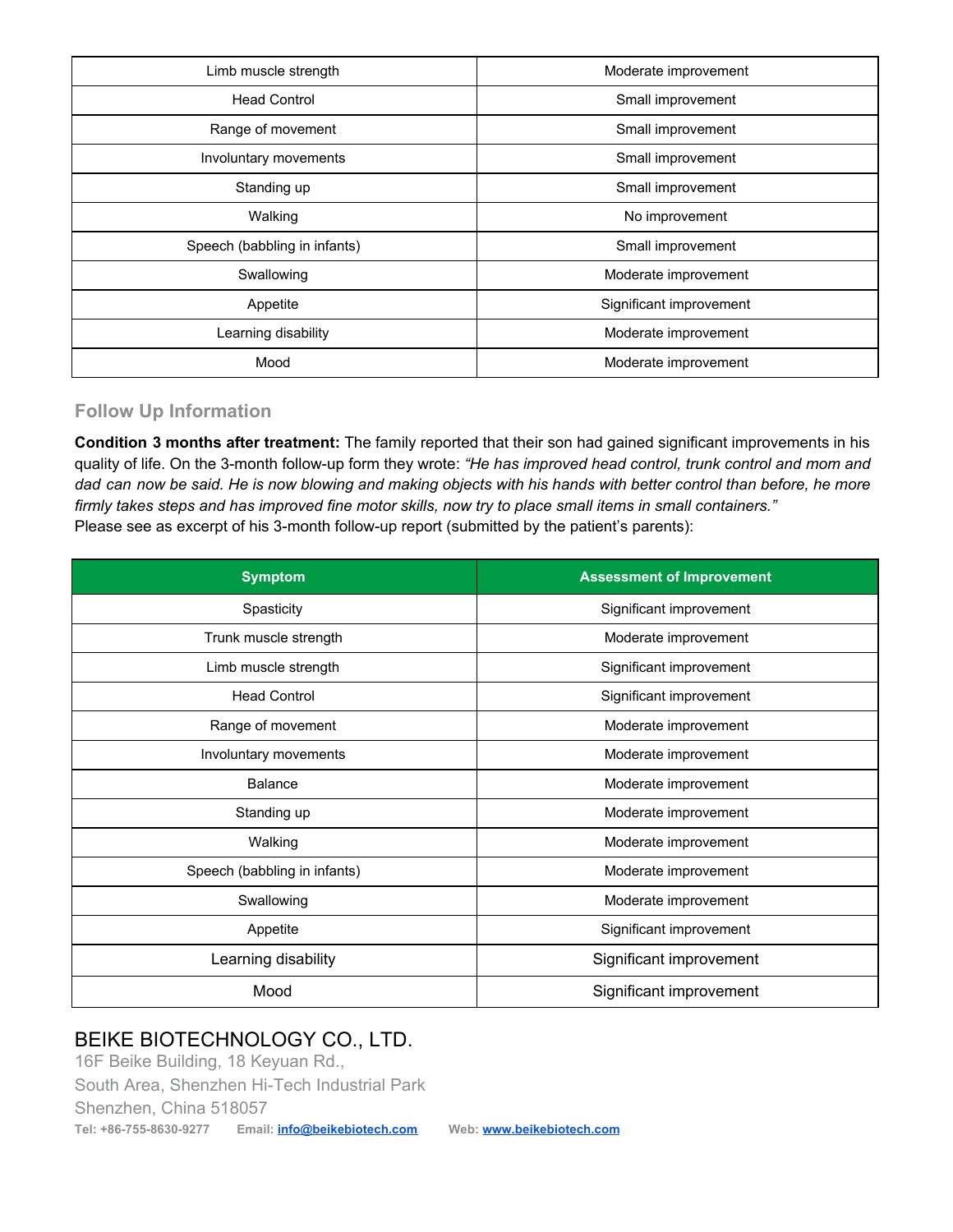| | |
|---|---|
| Limb muscle strength | Moderate improvement |
| Head Control | Small improvement |
| Range of movement | Small improvement |
| Involuntary movements | Small improvement |
| Standing up | Small improvement |
| Walking | No improvement |
| Speech (babbling in infants) | Small improvement |
| Swallowing | Moderate improvement |
| Appetite | Significant improvement |
| Learning disability | Moderate improvement |
| Mood | Moderate improvement |

## Follow Up Information

**Condition 3 months after treatment:** The family reported that their son had gained significant improvements in his quality of life. On the 3-month follow-up form they wrote: *"He has improved head control, trunk control and mom and dad can now be said. He is now blowing and making objects with his hands with better control than before, he more firmly takes steps and has improved fine motor skills, now try to place small items in small containers."*
Please see as excerpt of his 3-month follow-up report (submitted by the patient's parents):

| Symptom | Assessment of Improvement |
|---|---|
| Spasticity | Significant improvement |
| Trunk muscle strength | Moderate improvement |
| Limb muscle strength | Significant improvement |
| Head Control | Significant improvement |
| Range of movement | Moderate improvement |
| Involuntary movements | Moderate improvement |
| Balance | Moderate improvement |
| Standing up | Moderate improvement |
| Walking | Moderate improvement |
| Speech (babbling in infants) | Moderate improvement |
| Swallowing | Moderate improvement |
| Appetite | Significant improvement |
| Learning disability | Significant improvement |
| Mood | Significant improvement |

BEIKE BIOTECHNOLOGY CO., LTD.
16F Beike Building, 18 Keyuan Rd.,
South Area, Shenzhen Hi-Tech Industrial Park
Shenzhen, China 518057
**Tel:** +86-755-8630-9277 **Email:** info@beikebiotech.com **Web:** www.beikebiotech.com